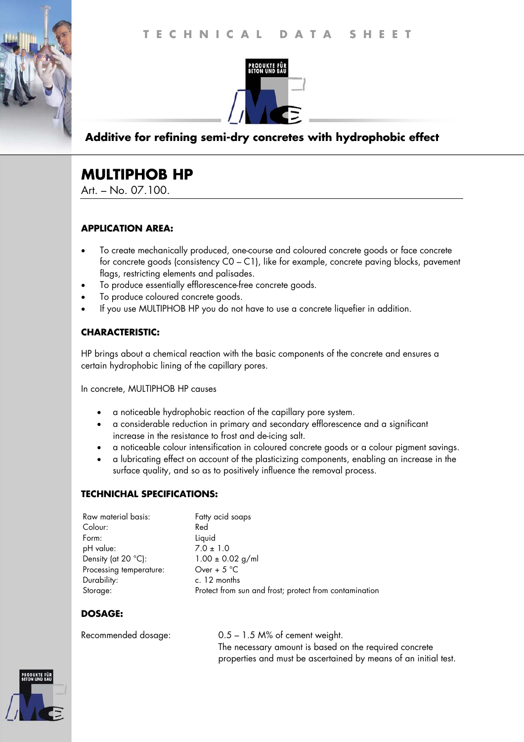TECHNICAL DATA SHEET

PRODUKTE FÜR BETON UND BAU

**Additive for refining semi-dry concretes with hydrophobic effect**

# MULTIPHOB HP

Art. – No. 07.100.

## APPLICATION AREA:

- To create mechanically produced, one-course and coloured concrete goods or face concrete for concrete goods (consistency C0 – C1), like for example, concrete paving blocks, pavement flags, restricting elements and palisades.
- To produce essentially efflorescence-free concrete goods.
- To produce coloured concrete goods.
- If you use MULTIPHOB HP you do not have to use a concrete liquefier in addition.

## CHARACTERISTIC:

HP brings about a chemical reaction with the basic components of the concrete and ensures a certain hydrophobic lining of the capillary pores.

In concrete, MULTIPHOB HP causes

- a noticeable hydrophobic reaction of the capillary pore system.
- a considerable reduction in primary and secondary efflorescence and a significant increase in the resistance to frost and de-icing salt.
- a noticeable colour intensification in coloured concrete goods or a colour pigment savings.
- a lubricating effect on account of the plasticizing components, enabling an increase in the surface quality, and so as to positively influence the removal process.

## TECHNICHAL SPECIFICATIONS:

| | |
|---|---|
| Raw material basis: | Fatty acid soaps |
| Colour: | Red |
| Form: | Liquid |
| pH value: | 7.0 ± 1.0 |
| Density (at 20 °C): | 1.00 ± 0.02 g/ml |
| Processing temperature: | Over + 5 °C |
| Durability: | c. 12 months |
| Storage: | Protect from sun and frost; protect from contamination |

## DOSAGE:

| | |
|---|---|
| Recommended dosage: | 0.5 – 1.5 M% of cement weight. The necessary amount is based on the required concrete properties and must be ascertained by means of an initial test. |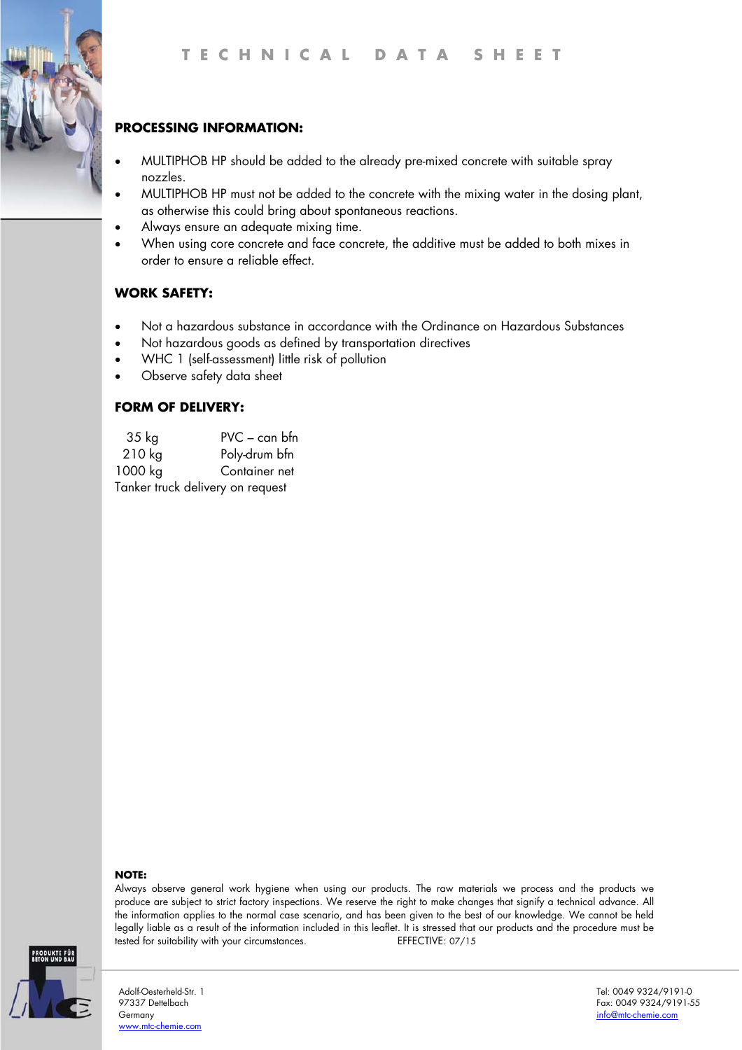## PROCESSING INFORMATION:

- MULTIPHOB HP should be added to the already pre-mixed concrete with suitable spray nozzles.
- MULTIPHOB HP must not be added to the concrete with the mixing water in the dosing plant, as otherwise this could bring about spontaneous reactions.
- Always ensure an adequate mixing time.
- When using core concrete and face concrete, the additive must be added to both mixes in order to ensure a reliable effect.

## WORK SAFETY:

- Not a hazardous substance in accordance with the Ordinance on Hazardous Substances
- Not hazardous goods as defined by transportation directives
- WHC 1 (self-assessment) little risk of pollution
- Observe safety data sheet

## FORM OF DELIVERY:

| | |
|---|---|
| 35 kg | PVC – can bfn |
| 210 kg | Poly-drum bfn |
| 1000 kg | Container net |

Tanker truck delivery on request

**NOTE:**
Always observe general work hygiene when using our products. The raw materials we process and the products we produce are subject to strict factory inspections. We reserve the right to make changes that signify a technical advance. All the information applies to the normal case scenario, and has been given to the best of our knowledge. We cannot be held legally liable as a result of the information included in this leaflet. It is stressed that our products and the procedure must be tested for suitability with your circumstances. EFFECTIVE: 07/15

Adolf-Oesterheld-Str. 1
97337 Dettelbach
Germany
www.mtc-chemie.com

Tel: 0049 9324/9191-0
Fax: 0049 9324/9191-55
info@mtc-chemie.com